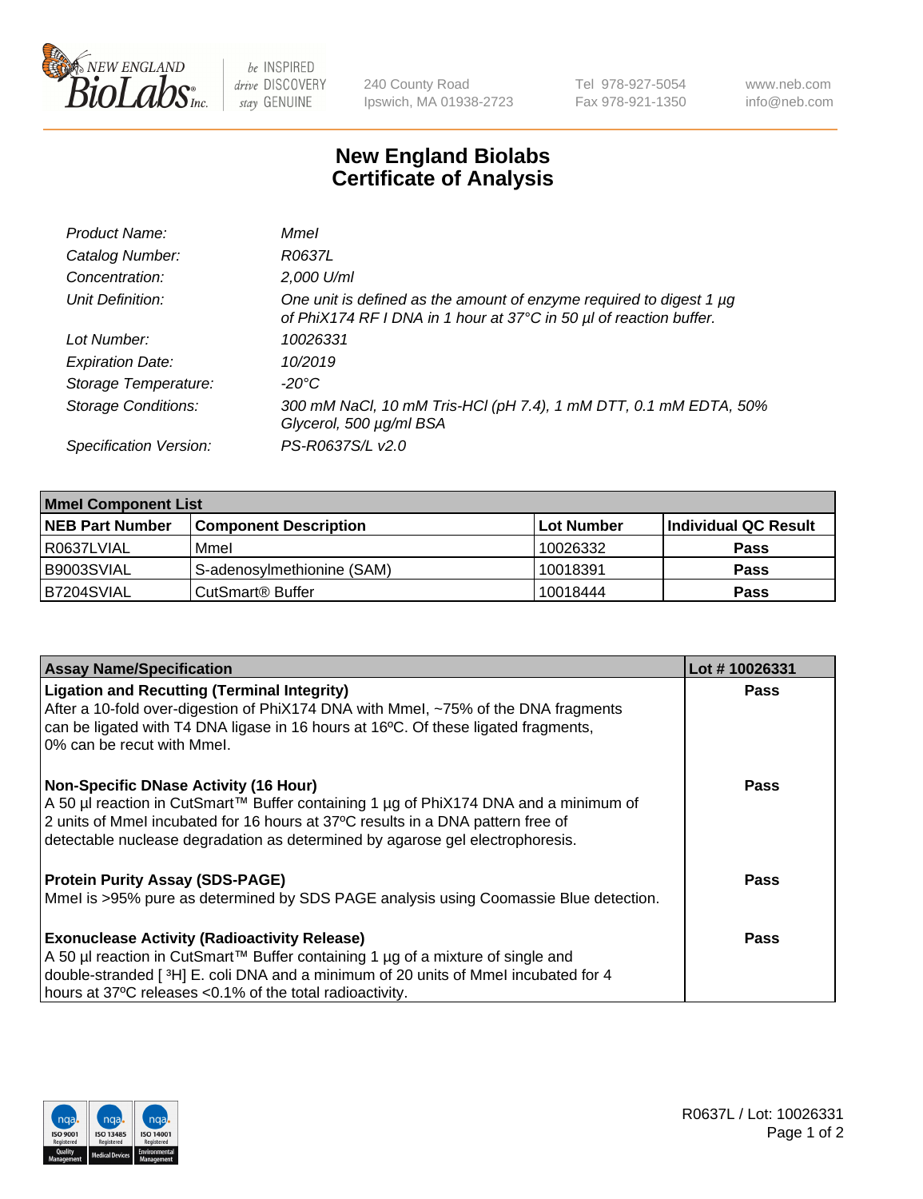# New England Biolabs Certificate of Analysis

| | |
|---|---|
| *Product Name:* | *MmeI* |
| *Catalog Number:* | *R0637L* |
| *Concentration:* | *2,000 U/ml* |
| *Unit Definition:* | *One unit is defined as the amount of enzyme required to digest 1 µg of PhiX174 RF I DNA in 1 hour at 37°C in 50 µl of reaction buffer.* |
| *Lot Number:* | *10026331* |
| *Expiration Date:* | *10/2019* |
| *Storage Temperature:* | *-20°C* |
| *Storage Conditions:* | *300 mM NaCl, 10 mM Tris-HCl (pH 7.4), 1 mM DTT, 0.1 mM EDTA, 50% Glycerol, 500 µg/ml BSA* |
| *Specification Version:* | *PS-R0637S/L v2.0* |

| **MmeI Component List** | | | |
|---|---|---|---|
| **NEB Part Number** | **Component Description** | **Lot Number** | **Individual QC Result** |
| R0637LVIAL | MmeI | 10026332 | **Pass** |
| B9003SVIAL | S-adenosylmethionine (SAM) | 10018391 | **Pass** |
| B7204SVIAL | CutSmart® Buffer | 10018444 | **Pass** |

| **Assay Name/Specification** | **Lot # 10026331** |
|---|---|
| **Ligation and Recutting (Terminal Integrity)** After a 10-fold over-digestion of PhiX174 DNA with MmeI, ~75% of the DNA fragments can be ligated with T4 DNA ligase in 16 hours at 16ºC. Of these ligated fragments, 0% can be recut with MmeI. | **Pass** |
| **Non-Specific DNase Activity (16 Hour)** A 50 µl reaction in CutSmart™ Buffer containing 1 µg of PhiX174 DNA and a minimum of 2 units of MmeI incubated for 16 hours at 37ºC results in a DNA pattern free of detectable nuclease degradation as determined by agarose gel electrophoresis. | **Pass** |
| **Protein Purity Assay (SDS-PAGE)** MmeI is >95% pure as determined by SDS PAGE analysis using Coomassie Blue detection. | **Pass** |
| **Exonuclease Activity (Radioactivity Release)** A 50 µl reaction in CutSmart™ Buffer containing 1 µg of a mixture of single and double-stranded [ $^3$H] E. coli DNA and a minimum of 20 units of MmeI incubated for 4 hours at 37ºC releases <0.1% of the total radioactivity. | **Pass** |

R0637L / Lot: 10026331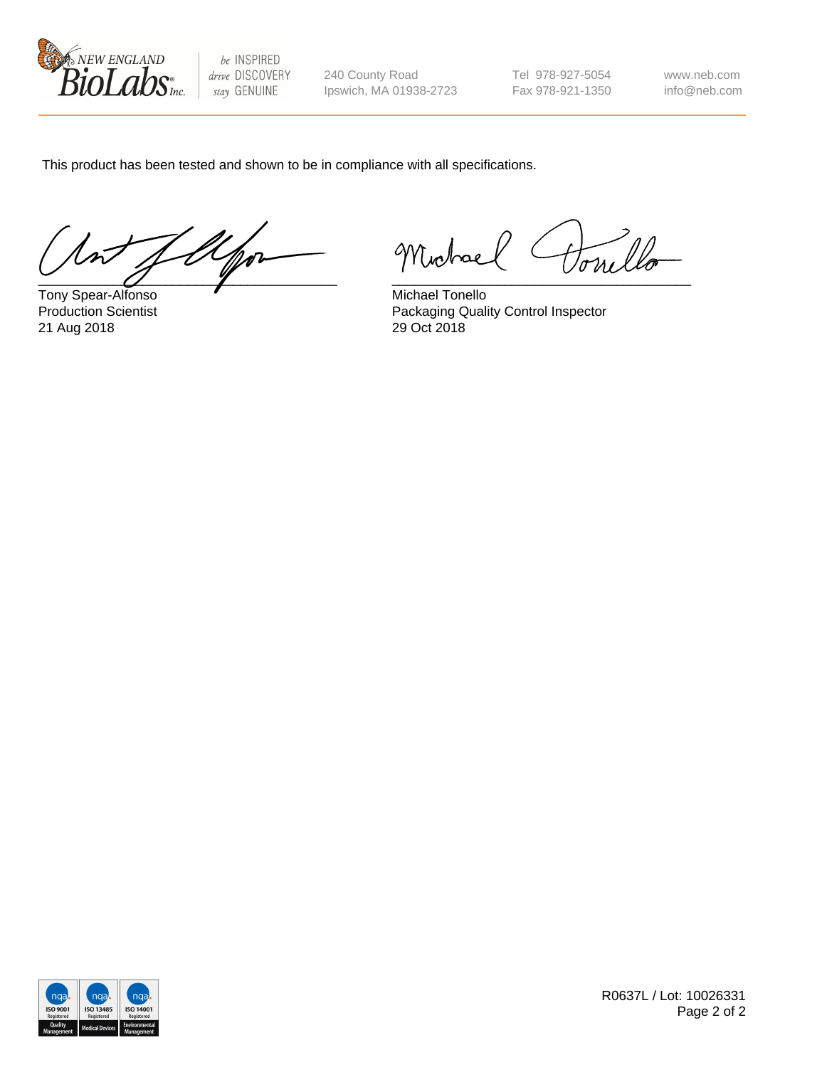This product has been tested and shown to be in compliance with all specifications.

Tony Spear-Alfonso
Production Scientist
21 Aug 2018

Michael Tonello
Packaging Quality Control Inspector
29 Oct 2018

R0637L / Lot: 10026331